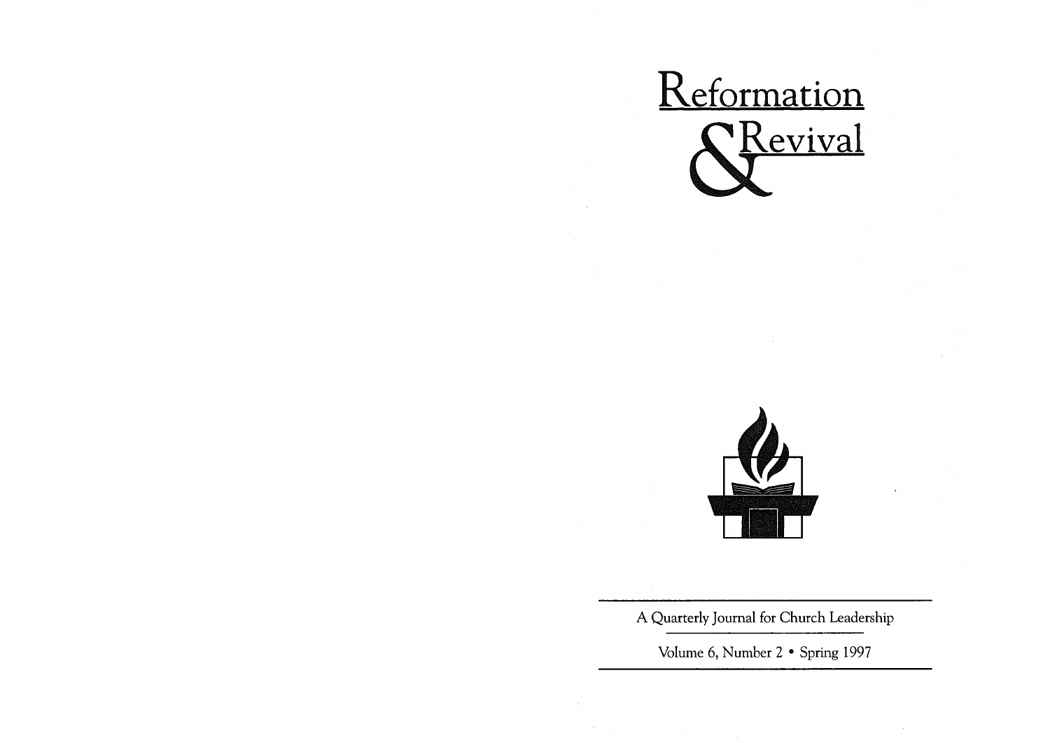# Reformation & Revival

A Quarterly Journal for Church Leadership

Volume 6, Number 2 • Spring 1997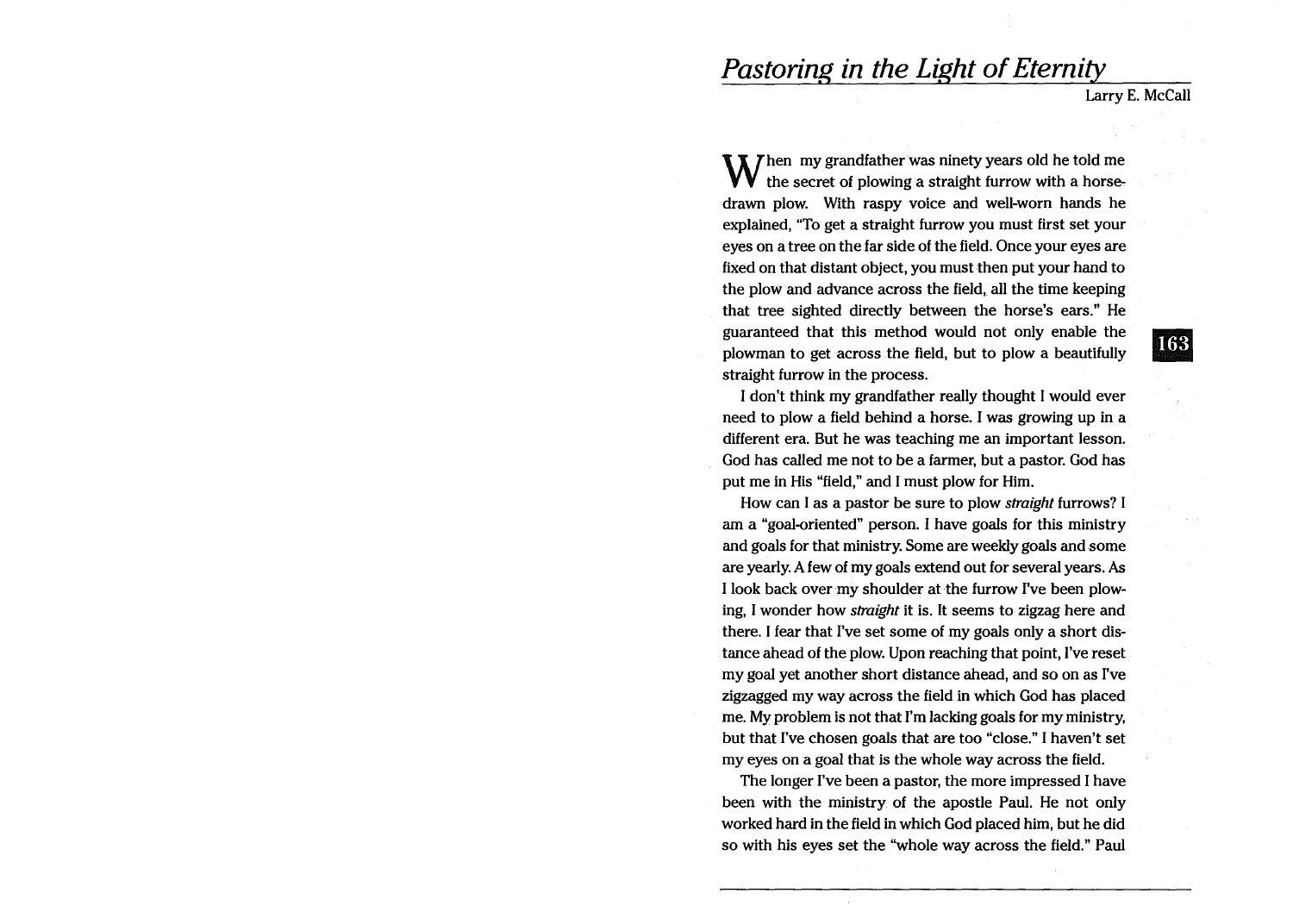# *Pastoring in the Light of Eternity*

Larry E. McCall

When my grandfather was ninety years old he told me the secret of plowing a straight furrow with a horse-drawn plow. With raspy voice and well-worn hands he explained, "To get a straight furrow you must first set your eyes on a tree on the far side of the field. Once your eyes are fixed on that distant object, you must then put your hand to the plow and advance across the field, all the time keeping that tree sighted directly between the horse's ears." He guaranteed that this method would not only enable the plowman to get across the field, but to plow a beautifully straight furrow in the process.

I don't think my grandfather really thought I would ever need to plow a field behind a horse. I was growing up in a different era. But he was teaching me an important lesson. God has called me not to be a farmer, but a pastor. God has put me in His "field," and I must plow for Him.

How can I as a pastor be sure to plow *straight* furrows? I am a "goal-oriented" person. I have goals for this ministry and goals for that ministry. Some are weekly goals and some are yearly. A few of my goals extend out for several years. As I look back over my shoulder at the furrow I've been plowing, I wonder how *straight* it is. It seems to zigzag here and there. I fear that I've set some of my goals only a short distance ahead of the plow. Upon reaching that point, I've reset my goal yet another short distance ahead, and so on as I've zigzagged my way across the field in which God has placed me. My problem is not that I'm lacking goals for my ministry, but that I've chosen goals that are too "close." I haven't set my eyes on a goal that is the whole way across the field.

The longer I've been a pastor, the more impressed I have been with the ministry of the apostle Paul. He not only worked hard in the field in which God placed him, but he did so with his eyes set the "whole way across the field." Paul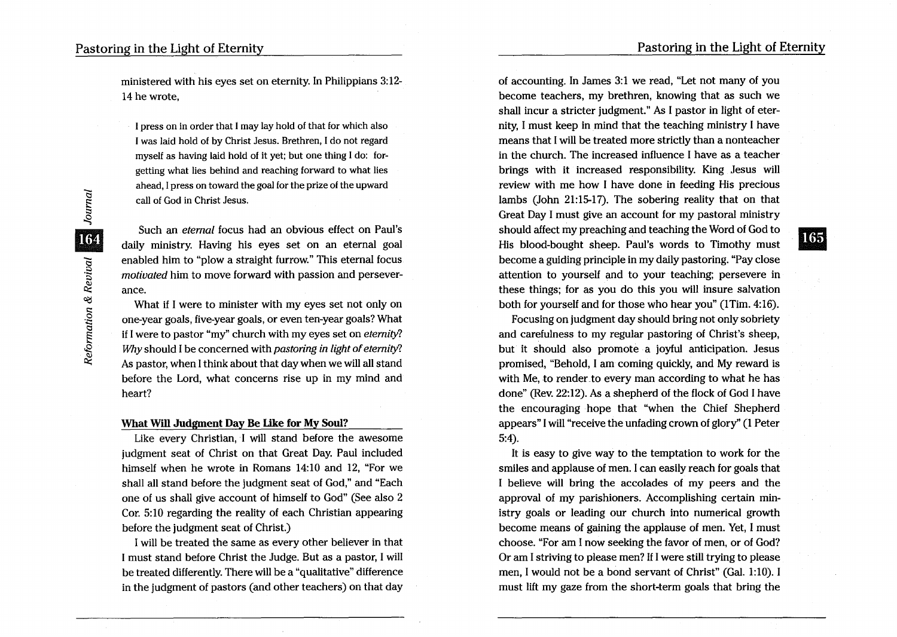ministered with his eyes set on eternity. In Philippians 3:12-14 he wrote,

> I press on in order that I may lay hold of that for which also I was laid hold of by Christ Jesus. Brethren, I do not regard myself as having laid hold of it yet; but one thing I do: forgetting what lies behind and reaching forward to what lies ahead, I press on toward the goal for the prize of the upward call of God in Christ Jesus.

Such an *eternal* focus had an obvious effect on Paul's daily ministry. Having his eyes set on an eternal goal enabled him to "plow a straight furrow." This eternal focus *motivated* him to move forward with passion and perseverance.

What if I were to minister with my eyes set not only on one-year goals, five-year goals, or even ten-year goals? What if I were to pastor "my" church with my eyes set on *eternity*? *Why* should I be concerned with *pastoring in light of eternity*? As pastor, when I think about that day when we will all stand before the Lord, what concerns rise up in my mind and heart?

### What Will Judgment Day Be Like for My Soul?

Like every Christian, I will stand before the awesome judgment seat of Christ on that Great Day. Paul included himself when he wrote in Romans 14:10 and 12, "For we shall all stand before the judgment seat of God," and "Each one of us shall give account of himself to God" (See also 2 Cor. 5:10 regarding the reality of each Christian appearing before the judgment seat of Christ.)

I will be treated the same as every other believer in that I must stand before Christ the Judge. But as a pastor, I will be treated differently. There will be a "qualitative" difference in the judgment of pastors (and other teachers) on that day of accounting. In James 3:1 we read, "Let not many of you become teachers, my brethren, knowing that as such we shall incur a stricter judgment." As I pastor in light of eternity, I must keep in mind that the teaching ministry I have means that I will be treated more strictly than a nonteacher in the church. The increased influence I have as a teacher brings with it increased responsibility. King Jesus will review with me how I have done in feeding His precious lambs (John 21:15-17). The sobering reality that on that Great Day I must give an account for my pastoral ministry should affect my preaching and teaching the Word of God to His blood-bought sheep. Paul's words to Timothy must become a guiding principle in my daily pastoring. "Pay close attention to yourself and to your teaching; persevere in these things; for as you do this you will insure salvation both for yourself and for those who hear you" (1Tim. 4:16).

Focusing on judgment day should bring not only sobriety and carefulness to my regular pastoring of Christ's sheep, but it should also promote a joyful anticipation. Jesus promised, "Behold, I am coming quickly, and My reward is with Me, to render to every man according to what he has done" (Rev. 22:12). As a shepherd of the flock of God I have the encouraging hope that "when the Chief Shepherd appears" I will "receive the unfading crown of glory" (1 Peter 5:4).

It is easy to give way to the temptation to work for the smiles and applause of men. I can easily reach for goals that I believe will bring the accolades of my peers and the approval of my parishioners. Accomplishing certain ministry goals or leading our church into numerical growth become means of gaining the applause of men. Yet, I must choose. "For am I now seeking the favor of men, or of God? Or am I striving to please men? If I were still trying to please men, I would not be a bond servant of Christ" (Gal. 1:10). I must lift my gaze from the short-term goals that bring the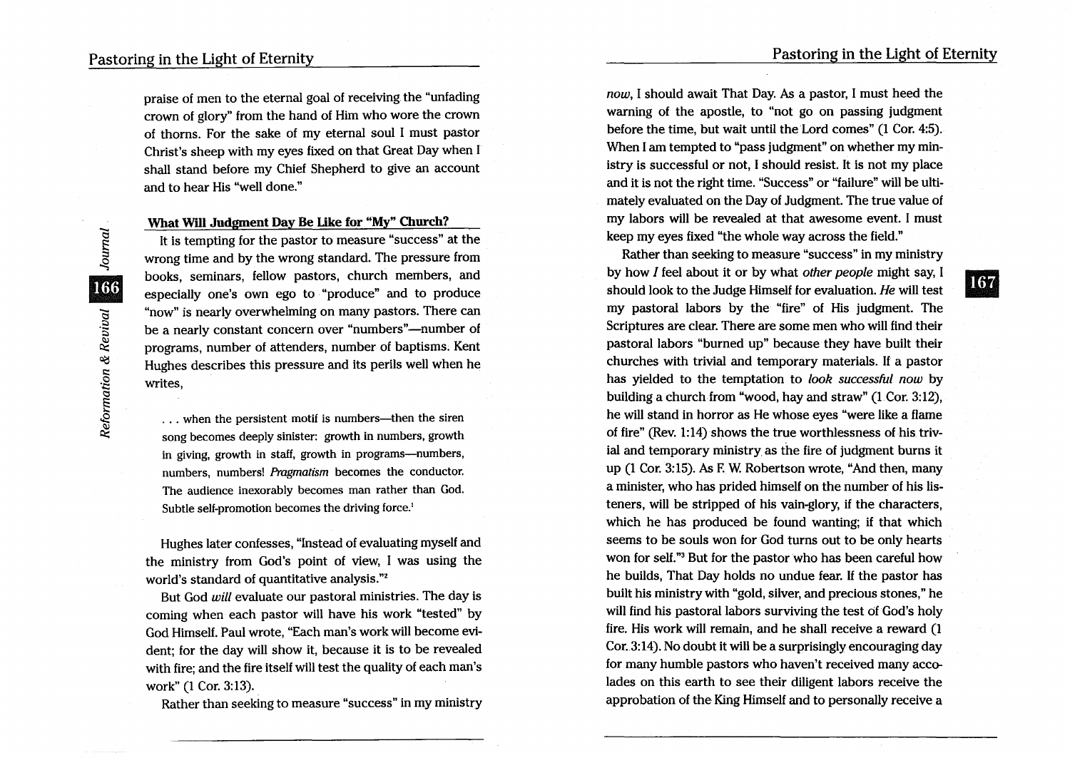praise of men to the eternal goal of receiving the "unfading crown of glory" from the hand of Him who wore the crown of thorns. For the sake of my eternal soul I must pastor Christ's sheep with my eyes fixed on that Great Day when I shall stand before my Chief Shepherd to give an account and to hear His "well done."

## What Will Judgment Day Be Like for "My" Church?

It is tempting for the pastor to measure "success" at the wrong time and by the wrong standard. The pressure from books, seminars, fellow pastors, church members, and especially one's own ego to "produce" and to produce "now" is nearly overwhelming on many pastors. There can be a nearly constant concern over "numbers"—number of programs, number of attenders, number of baptisms. Kent Hughes describes this pressure and its perils well when he writes,

> . . . when the persistent motif is numbers—then the siren song becomes deeply sinister: growth in numbers, growth in giving, growth in staff, growth in programs—numbers, numbers, numbers! *Pragmatism* becomes the conductor. The audience inexorably becomes man rather than God. Subtle self-promotion becomes the driving force.[1]

Hughes later confesses, "Instead of evaluating myself and the ministry from God's point of view, I was using the world's standard of quantitative analysis."[2]

But God *will* evaluate our pastoral ministries. The day is coming when each pastor will have his work "tested" by God Himself. Paul wrote, "Each man's work will become evident; for the day will show it, because it is to be revealed with fire; and the fire itself will test the quality of each man's work" (1 Cor. 3:13).

Rather than seeking to measure "success" in my ministry *now*, I should await That Day. As a pastor, I must heed the warning of the apostle, to "not go on passing judgment before the time, but wait until the Lord comes" (1 Cor. 4:5). When I am tempted to "pass judgment" on whether my ministry is successful or not, I should resist. It is not my place and it is not the right time. "Success" or "failure" will be ultimately evaluated on the Day of Judgment. The true value of my labors will be revealed at that awesome event. I must keep my eyes fixed "the whole way across the field."

Rather than seeking to measure "success" in my ministry by how *I* feel about it or by what *other people* might say, I should look to the Judge Himself for evaluation. *He* will test my pastoral labors by the "fire" of His judgment. The Scriptures are clear. There are some men who will find their pastoral labors "burned up" because they have built their churches with trivial and temporary materials. If a pastor has yielded to the temptation to *look successful now* by building a church from "wood, hay and straw" (1 Cor. 3:12), he will stand in horror as He whose eyes "were like a flame of fire" (Rev. 1:14) shows the true worthlessness of his trivial and temporary ministry as the fire of judgment burns it up (1 Cor. 3:15). As F. W. Robertson wrote, "And then, many a minister, who has prided himself on the number of his listeners, will be stripped of his vain-glory, if the characters, which he has produced be found wanting; if that which seems to be souls won for God turns out to be only hearts won for self."[3] But for the pastor who has been careful how he builds, That Day holds no undue fear. If the pastor has built his ministry with "gold, silver, and precious stones," he will find his pastoral labors surviving the test of God's holy fire. His work will remain, and he shall receive a reward (1 Cor. 3:14). No doubt it will be a surprisingly encouraging day for many humble pastors who haven't received many accolades on this earth to see their diligent labors receive the approbation of the King Himself and to personally receive a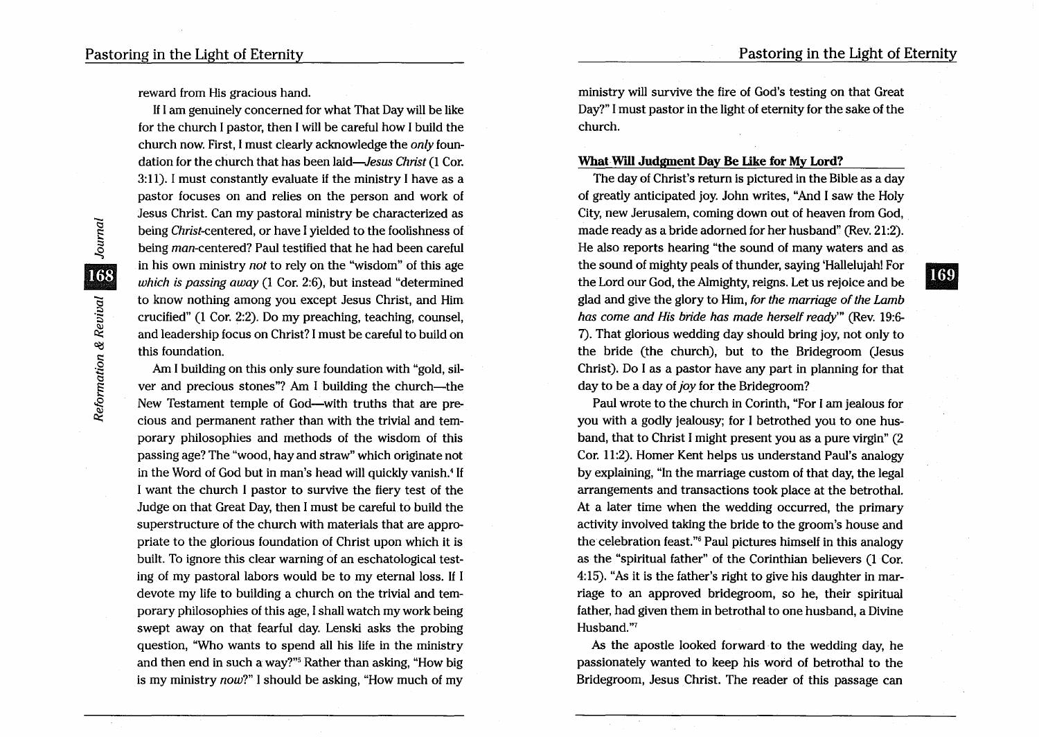reward from His gracious hand.

If I am genuinely concerned for what That Day will be like for the church I pastor, then I will be careful how I build the church now. First, I must clearly acknowledge the *only* foundation for the church that has been laid—*Jesus Christ* (1 Cor. 3:11). I must constantly evaluate if the ministry I have as a pastor focuses on and relies on the person and work of Jesus Christ. Can my pastoral ministry be characterized as being *Christ*-centered, or have I yielded to the foolishness of being *man*-centered? Paul testified that he had been careful in his own ministry *not* to rely on the "wisdom" of this age *which is passing away* (1 Cor. 2:6), but instead "determined to know nothing among you except Jesus Christ, and Him crucified" (1 Cor. 2:2). Do my preaching, teaching, counsel, and leadership focus on Christ? I must be careful to build on this foundation.

Am I building on this only sure foundation with "gold, silver and precious stones"? Am I building the church—the New Testament temple of God—with truths that are precious and permanent rather than with the trivial and temporary philosophies and methods of the wisdom of this passing age? The "wood, hay and straw" which originate not in the Word of God but in man's head will quickly vanish.[4] If I want the church I pastor to survive the fiery test of the Judge on that Great Day, then I must be careful to build the superstructure of the church with materials that are appropriate to the glorious foundation of Christ upon which it is built. To ignore this clear warning of an eschatological testing of my pastoral labors would be to my eternal loss. If I devote my life to building a church on the trivial and temporary philosophies of this age, I shall watch my work being swept away on that fearful day. Lenski asks the probing question, "Who wants to spend all his life in the ministry and then end in such a way?"[5] Rather than asking, "How big is my ministry *now*?" I should be asking, "How much of my ministry will survive the fire of God's testing on that Great Day?" I must pastor in the light of eternity for the sake of the church.

## What Will Judgment Day Be Like for My Lord?

The day of Christ's return is pictured in the Bible as a day of greatly anticipated joy. John writes, "And I saw the Holy City, new Jerusalem, coming down out of heaven from God, made ready as a bride adorned for her husband" (Rev. 21:2). He also reports hearing "the sound of many waters and as the sound of mighty peals of thunder, saying 'Hallelujah! For the Lord our God, the Almighty, reigns. Let us rejoice and be glad and give the glory to Him, *for the marriage of the Lamb has come and His bride has made herself ready*'" (Rev. 19:6-7). That glorious wedding day should bring joy, not only to the bride (the church), but to the Bridegroom (Jesus Christ). Do I as a pastor have any part in planning for that day to be a day of *joy* for the Bridegroom?

Paul wrote to the church in Corinth, "For I am jealous for you with a godly jealousy; for I betrothed you to one husband, that to Christ I might present you as a pure virgin" (2 Cor. 11:2). Homer Kent helps us understand Paul's analogy by explaining, "In the marriage custom of that day, the legal arrangements and transactions took place at the betrothal. At a later time when the wedding occurred, the primary activity involved taking the bride to the groom's house and the celebration feast."[6] Paul pictures himself in this analogy as the "spiritual father" of the Corinthian believers (1 Cor. 4:15). "As it is the father's right to give his daughter in marriage to an approved bridegroom, so he, their spiritual father, had given them in betrothal to one husband, a Divine Husband."[7]

As the apostle looked forward to the wedding day, he passionately wanted to keep his word of betrothal to the Bridegroom, Jesus Christ. The reader of this passage can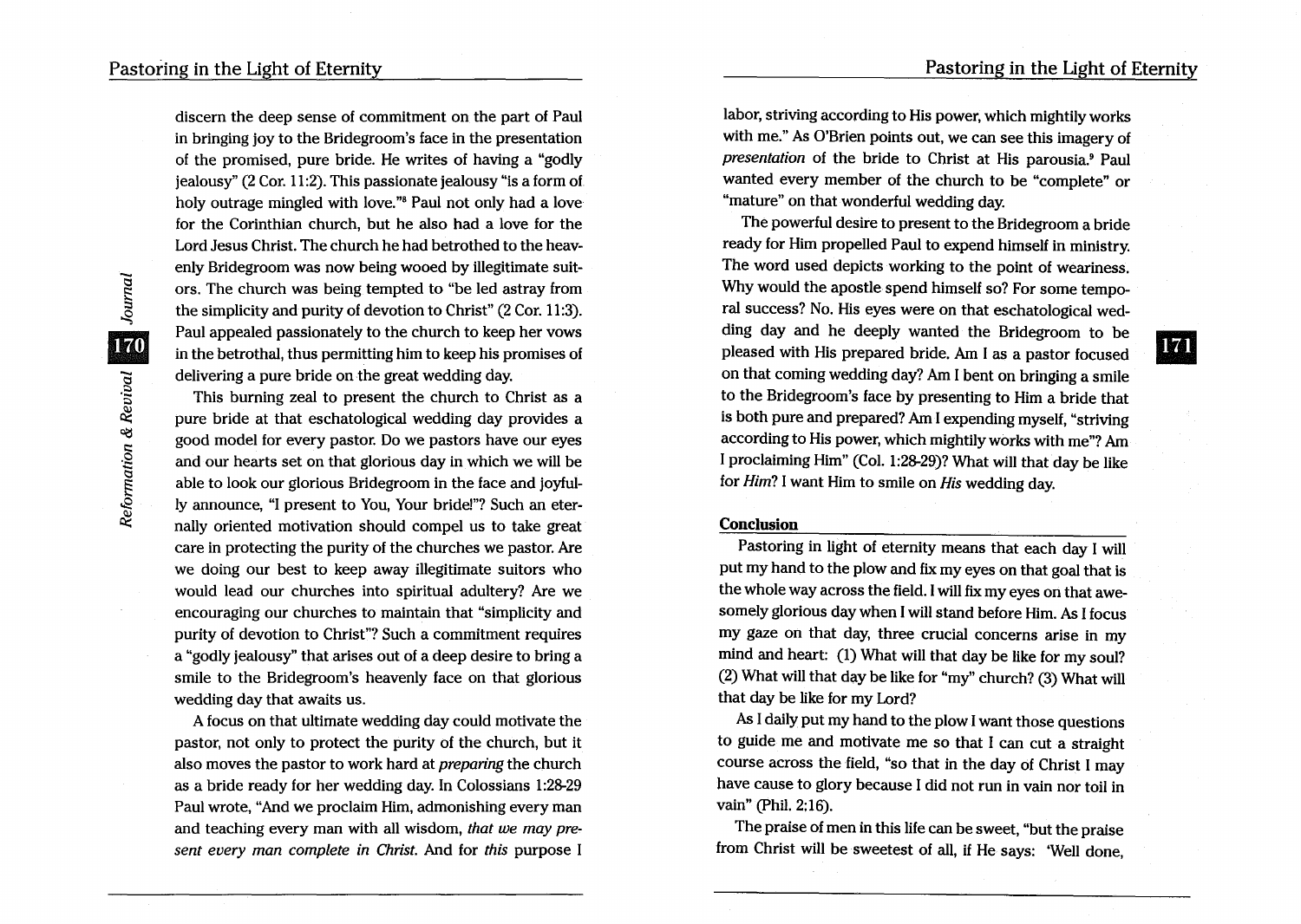discern the deep sense of commitment on the part of Paul in bringing joy to the Bridegroom's face in the presentation of the promised, pure bride. He writes of having a "godly jealousy" (2 Cor. 11:2). This passionate jealousy "is a form of holy outrage mingled with love."[8] Paul not only had a love for the Corinthian church, but he also had a love for the Lord Jesus Christ. The church he had betrothed to the heavenly Bridegroom was now being wooed by illegitimate suitors. The church was being tempted to "be led astray from the simplicity and purity of devotion to Christ" (2 Cor. 11:3). Paul appealed passionately to the church to keep her vows in the betrothal, thus permitting him to keep his promises of delivering a pure bride on the great wedding day.

This burning zeal to present the church to Christ as a pure bride at that eschatological wedding day provides a good model for every pastor. Do we pastors have our eyes and our hearts set on that glorious day in which we will be able to look our glorious Bridegroom in the face and joyfully announce, "I present to You, Your bride!"? Such an eternally oriented motivation should compel us to take great care in protecting the purity of the churches we pastor. Are we doing our best to keep away illegitimate suitors who would lead our churches into spiritual adultery? Are we encouraging our churches to maintain that "simplicity and purity of devotion to Christ"? Such a commitment requires a "godly jealousy" that arises out of a deep desire to bring a smile to the Bridegroom's heavenly face on that glorious wedding day that awaits us.

A focus on that ultimate wedding day could motivate the pastor, not only to protect the purity of the church, but it also moves the pastor to work hard at *preparing* the church as a bride ready for her wedding day. In Colossians 1:28-29 Paul wrote, "And we proclaim Him, admonishing every man and teaching every man with all wisdom, *that we may present every man complete in Christ.* And for *this* purpose I labor, striving according to His power, which mightily works with me." As O'Brien points out, we can see this imagery of *presentation* of the bride to Christ at His parousia.[9] Paul wanted every member of the church to be "complete" or "mature" on that wonderful wedding day.

The powerful desire to present to the Bridegroom a bride ready for Him propelled Paul to expend himself in ministry. The word used depicts working to the point of weariness. Why would the apostle spend himself so? For some temporal success? No. His eyes were on that eschatological wedding day and he deeply wanted the Bridegroom to be pleased with His prepared bride. Am I as a pastor focused on that coming wedding day? Am I bent on bringing a smile to the Bridegroom's face by presenting to Him a bride that is both pure and prepared? Am I expending myself, "striving according to His power, which mightily works with me"? Am I proclaiming Him" (Col. 1:28-29)? What will that day be like for *Him*? I want Him to smile on *His* wedding day.

## Conclusion

Pastoring in light of eternity means that each day I will put my hand to the plow and fix my eyes on that goal that is the whole way across the field. I will fix my eyes on that awesomely glorious day when I will stand before Him. As I focus my gaze on that day, three crucial concerns arise in my mind and heart: (1) What will that day be like for my soul? (2) What will that day be like for "my" church? (3) What will that day be like for my Lord?

As I daily put my hand to the plow I want those questions to guide me and motivate me so that I can cut a straight course across the field, "so that in the day of Christ I may have cause to glory because I did not run in vain nor toil in vain" (Phil. 2:16).

The praise of men in this life can be sweet, "but the praise from Christ will be sweetest of all, if He says: 'Well done,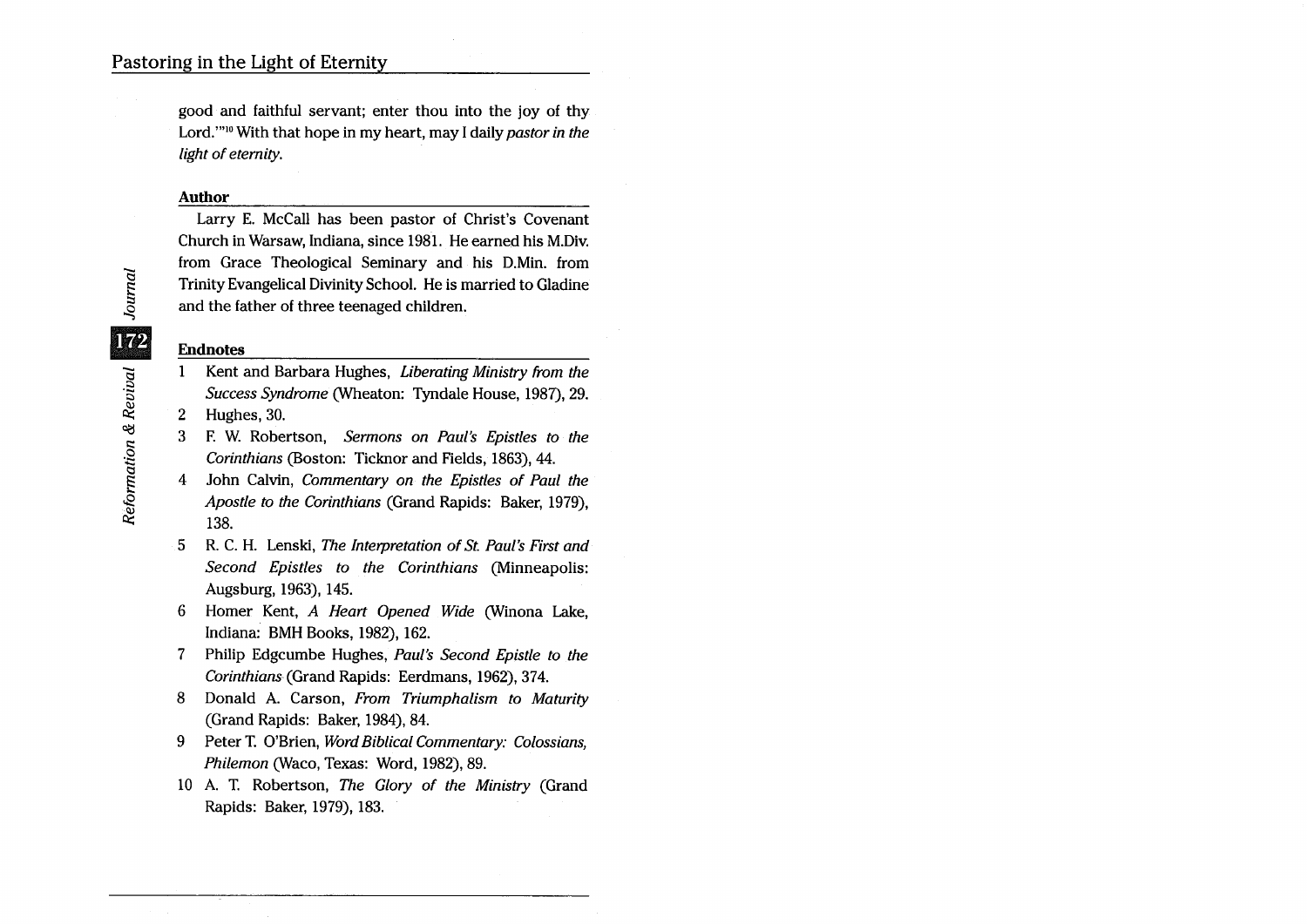good and faithful servant; enter thou into the joy of thy Lord.'"[10] With that hope in my heart, may I daily *pastor in the light of eternity.*

## Author

Larry E. McCall has been pastor of Christ's Covenant Church in Warsaw, Indiana, since 1981. He earned his M.Div. from Grace Theological Seminary and his D.Min. from Trinity Evangelical Divinity School. He is married to Gladine and the father of three teenaged children.

## Endnotes

1. Kent and Barbara Hughes, *Liberating Ministry from the Success Syndrome* (Wheaton: Tyndale House, 1987), 29.
2. Hughes, 30.
3. F. W. Robertson, *Sermons on Paul's Epistles to the Corinthians* (Boston: Ticknor and Fields, 1863), 44.
4. John Calvin, *Commentary on the Epistles of Paul the Apostle to the Corinthians* (Grand Rapids: Baker, 1979), 138.
5. R. C. H. Lenski, *The Interpretation of St. Paul's First and Second Epistles to the Corinthians* (Minneapolis: Augsburg, 1963), 145.
6. Homer Kent, *A Heart Opened Wide* (Winona Lake, Indiana: BMH Books, 1982), 162.
7. Philip Edgcumbe Hughes, *Paul's Second Epistle to the Corinthians* (Grand Rapids: Eerdmans, 1962), 374.
8. Donald A. Carson, *From Triumphalism to Maturity* (Grand Rapids: Baker, 1984), 84.
9. Peter T. O'Brien, *Word Biblical Commentary: Colossians, Philemon* (Waco, Texas: Word, 1982), 89.
10. A. T. Robertson, *The Glory of the Ministry* (Grand Rapids: Baker, 1979), 183.